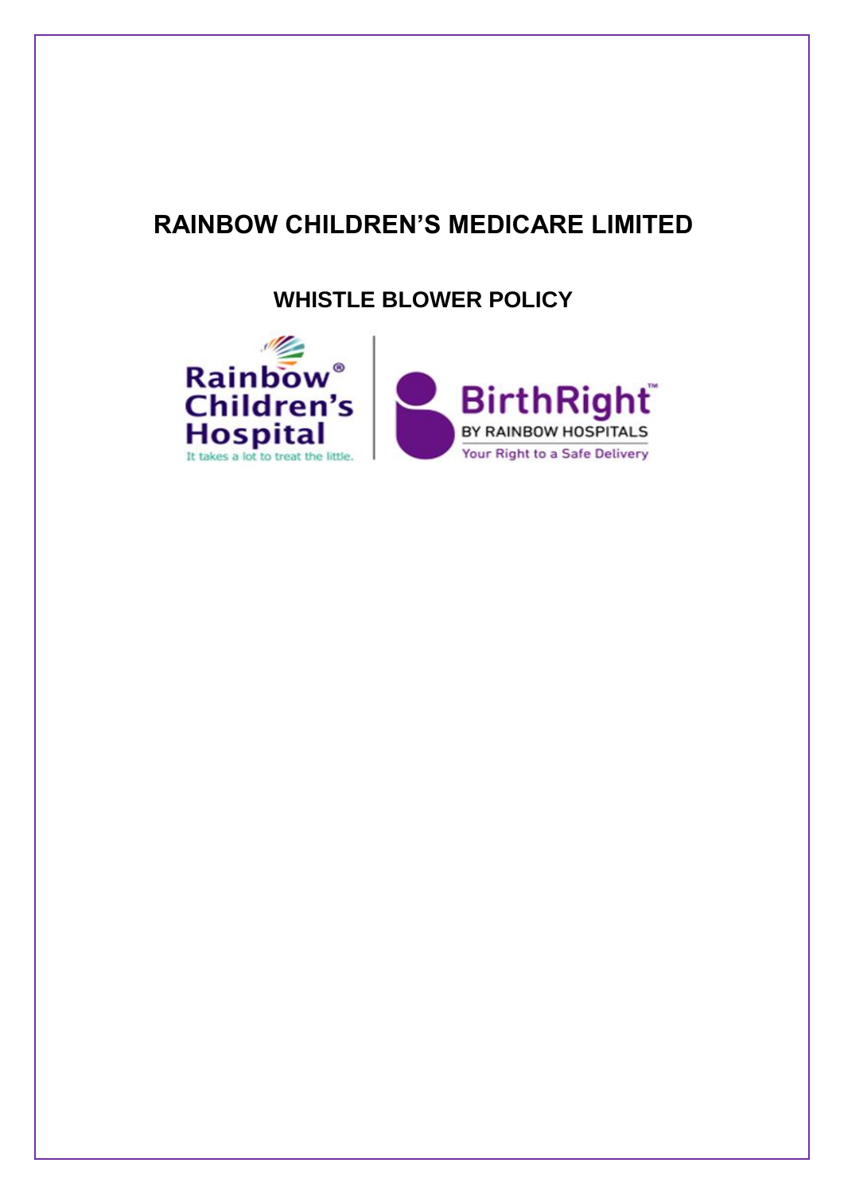# RAINBOW CHILDREN'S MEDICARE LIMITED

## WHISTLE BLOWER POLICY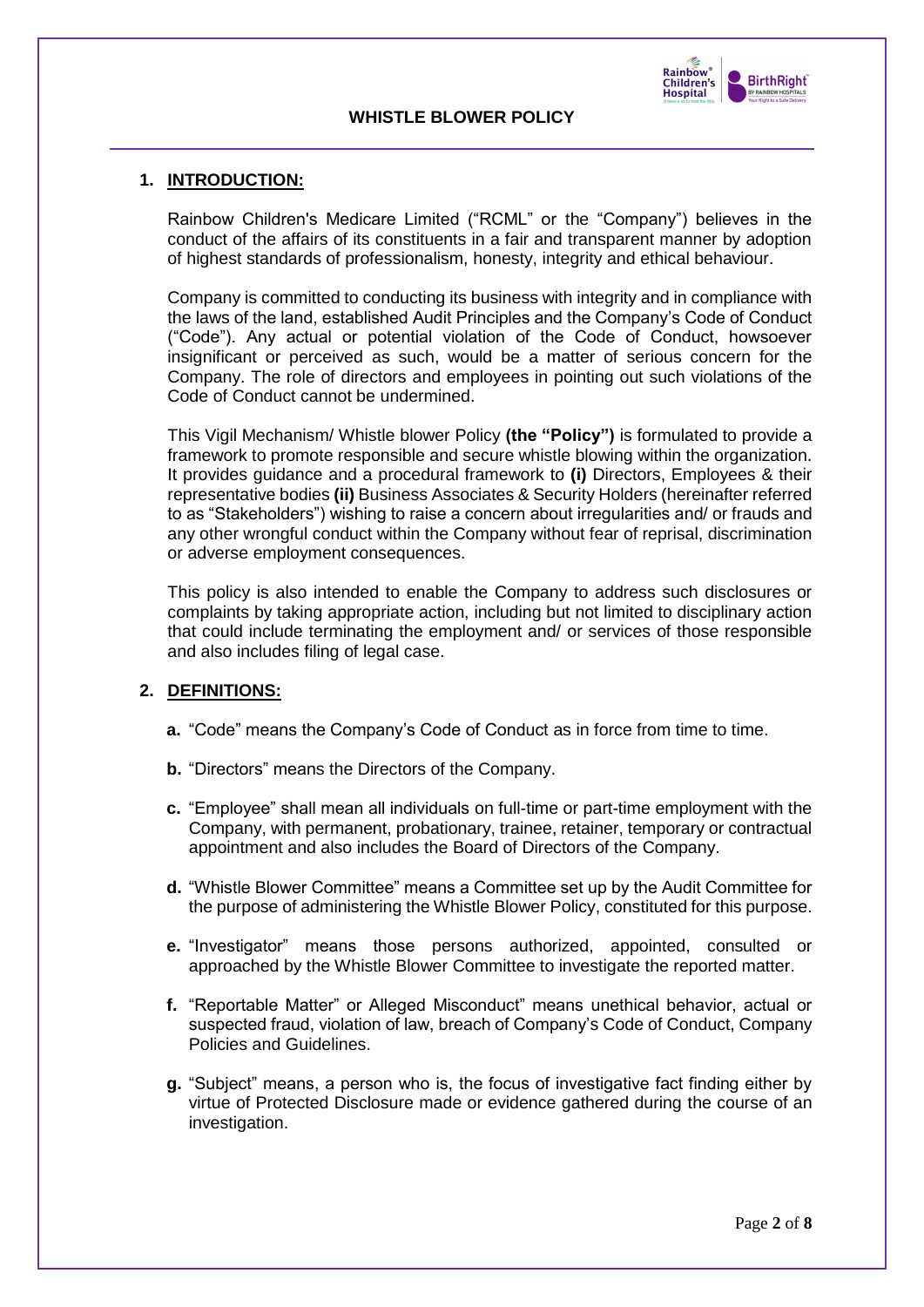**WHISTLE BLOWER POLICY**

## 1. INTRODUCTION:

Rainbow Children's Medicare Limited ("RCML" or the "Company") believes in the conduct of the affairs of its constituents in a fair and transparent manner by adoption of highest standards of professionalism, honesty, integrity and ethical behaviour.

Company is committed to conducting its business with integrity and in compliance with the laws of the land, established Audit Principles and the Company's Code of Conduct ("Code"). Any actual or potential violation of the Code of Conduct, howsoever insignificant or perceived as such, would be a matter of serious concern for the Company. The role of directors and employees in pointing out such violations of the Code of Conduct cannot be undermined.

This Vigil Mechanism/ Whistle blower Policy **(the "Policy")** is formulated to provide a framework to promote responsible and secure whistle blowing within the organization. It provides guidance and a procedural framework to **(i)** Directors, Employees & their representative bodies **(ii)** Business Associates & Security Holders (hereinafter referred to as "Stakeholders") wishing to raise a concern about irregularities and/ or frauds and any other wrongful conduct within the Company without fear of reprisal, discrimination or adverse employment consequences.

This policy is also intended to enable the Company to address such disclosures or complaints by taking appropriate action, including but not limited to disciplinary action that could include terminating the employment and/ or services of those responsible and also includes filing of legal case.

## 2. DEFINITIONS:

**a.** "Code" means the Company's Code of Conduct as in force from time to time.

**b.** "Directors" means the Directors of the Company.

**c.** "Employee" shall mean all individuals on full-time or part-time employment with the Company, with permanent, probationary, trainee, retainer, temporary or contractual appointment and also includes the Board of Directors of the Company.

**d.** "Whistle Blower Committee" means a Committee set up by the Audit Committee for the purpose of administering the Whistle Blower Policy, constituted for this purpose.

**e.** "Investigator" means those persons authorized, appointed, consulted or approached by the Whistle Blower Committee to investigate the reported matter.

**f.** "Reportable Matter" or Alleged Misconduct" means unethical behavior, actual or suspected fraud, violation of law, breach of Company's Code of Conduct, Company Policies and Guidelines.

**g.** "Subject" means, a person who is, the focus of investigative fact finding either by virtue of Protected Disclosure made or evidence gathered during the course of an investigation.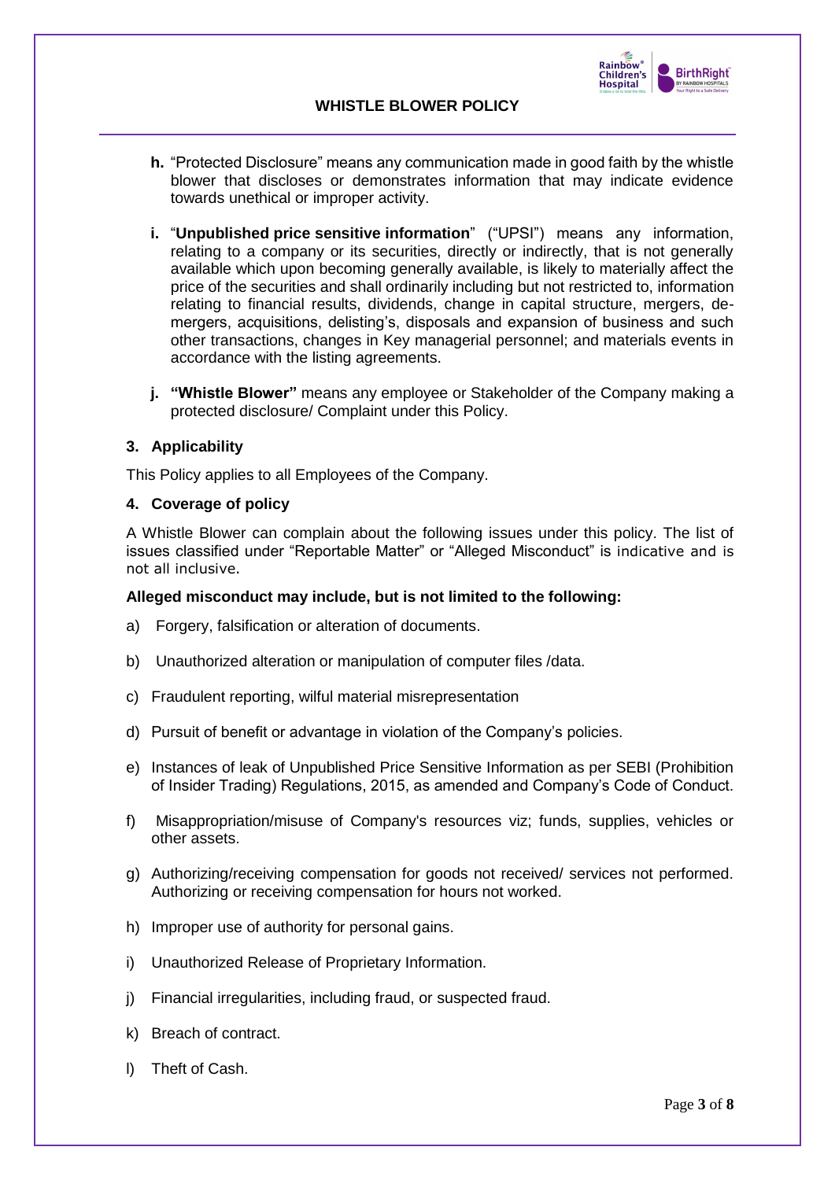**h.** "Protected Disclosure" means any communication made in good faith by the whistle blower that discloses or demonstrates information that may indicate evidence towards unethical or improper activity.

**i.** "**Unpublished price sensitive information**" ("UPSI") means any information, relating to a company or its securities, directly or indirectly, that is not generally available which upon becoming generally available, is likely to materially affect the price of the securities and shall ordinarily including but not restricted to, information relating to financial results, dividends, change in capital structure, mergers, de-mergers, acquisitions, delisting's, disposals and expansion of business and such other transactions, changes in Key managerial personnel; and materials events in accordance with the listing agreements.

**j.** **"Whistle Blower"** means any employee or Stakeholder of the Company making a protected disclosure/ Complaint under this Policy.

### 3. Applicability

This Policy applies to all Employees of the Company.

### 4. Coverage of policy

A Whistle Blower can complain about the following issues under this policy. The list of issues classified under "Reportable Matter" or "Alleged Misconduct" is indicative and is not all inclusive.

**Alleged misconduct may include, but is not limited to the following:**

a) Forgery, falsification or alteration of documents.

b) Unauthorized alteration or manipulation of computer files /data.

c) Fraudulent reporting, wilful material misrepresentation

d) Pursuit of benefit or advantage in violation of the Company's policies.

e) Instances of leak of Unpublished Price Sensitive Information as per SEBI (Prohibition of Insider Trading) Regulations, 2015, as amended and Company's Code of Conduct.

f) Misappropriation/misuse of Company's resources viz; funds, supplies, vehicles or other assets.

g) Authorizing/receiving compensation for goods not received/ services not performed. Authorizing or receiving compensation for hours not worked.

h) Improper use of authority for personal gains.

i) Unauthorized Release of Proprietary Information.

j) Financial irregularities, including fraud, or suspected fraud.

k) Breach of contract.

l) Theft of Cash.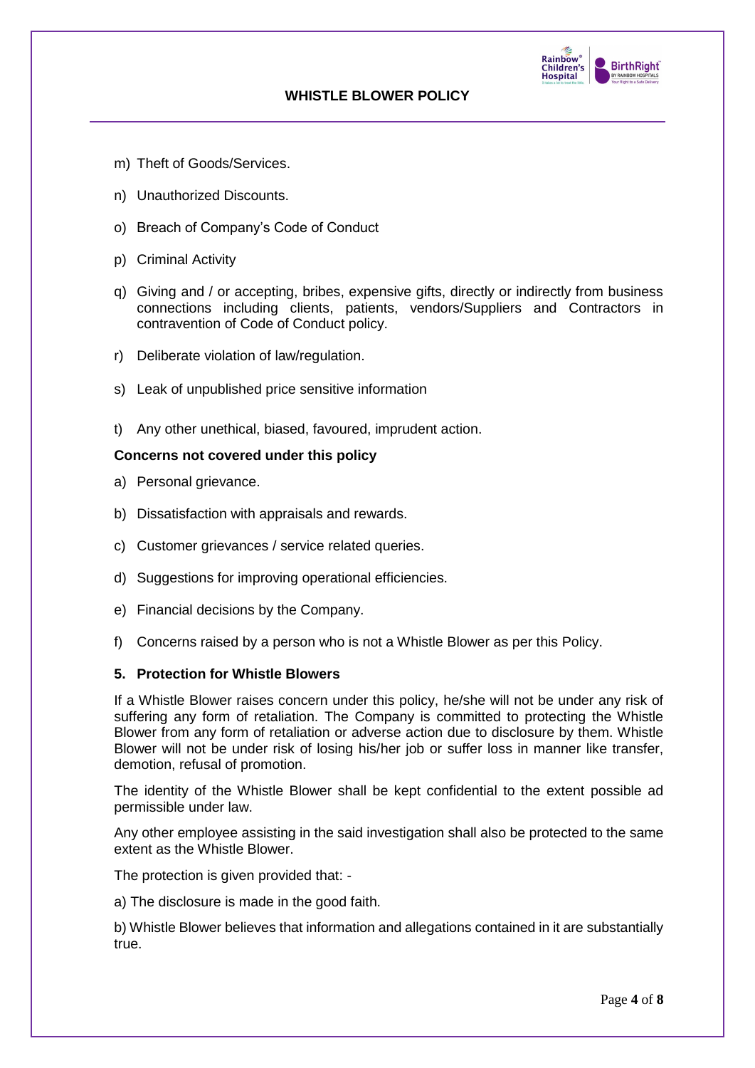m) Theft of Goods/Services.

n) Unauthorized Discounts.

o) Breach of Company's Code of Conduct

p) Criminal Activity

q) Giving and / or accepting, bribes, expensive gifts, directly or indirectly from business connections including clients, patients, vendors/Suppliers and Contractors in contravention of Code of Conduct policy.

r) Deliberate violation of law/regulation.

s) Leak of unpublished price sensitive information

t) Any other unethical, biased, favoured, imprudent action.

**Concerns not covered under this policy**

a) Personal grievance.

b) Dissatisfaction with appraisals and rewards.

c) Customer grievances / service related queries.

d) Suggestions for improving operational efficiencies.

e) Financial decisions by the Company.

f) Concerns raised by a person who is not a Whistle Blower as per this Policy.

## 5. Protection for Whistle Blowers

If a Whistle Blower raises concern under this policy, he/she will not be under any risk of suffering any form of retaliation. The Company is committed to protecting the Whistle Blower from any form of retaliation or adverse action due to disclosure by them. Whistle Blower will not be under risk of losing his/her job or suffer loss in manner like transfer, demotion, refusal of promotion.

The identity of the Whistle Blower shall be kept confidential to the extent possible ad permissible under law.

Any other employee assisting in the said investigation shall also be protected to the same extent as the Whistle Blower.

The protection is given provided that: -

a) The disclosure is made in the good faith.

b) Whistle Blower believes that information and allegations contained in it are substantially true.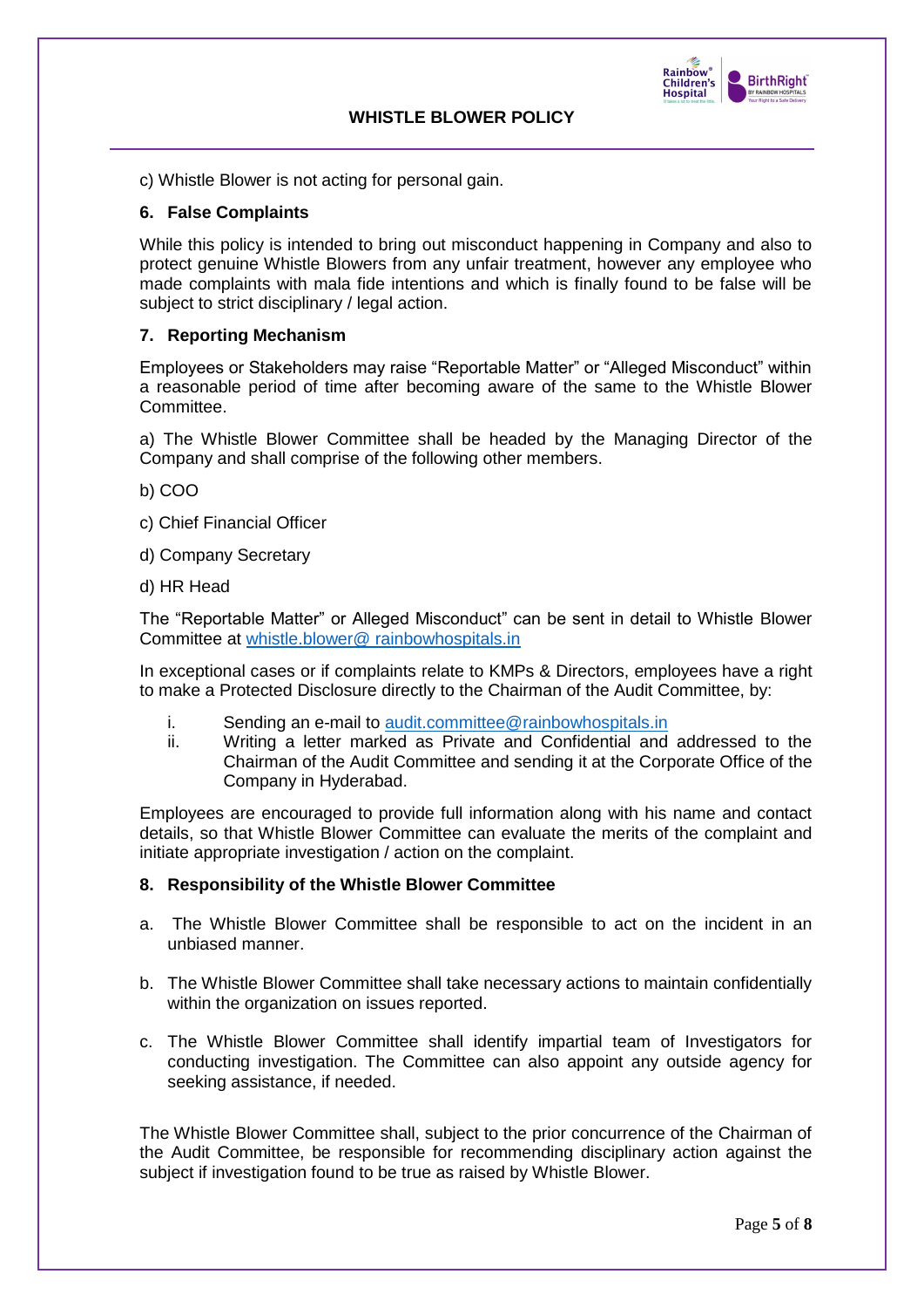c) Whistle Blower is not acting for personal gain.

### 6. False Complaints

While this policy is intended to bring out misconduct happening in Company and also to protect genuine Whistle Blowers from any unfair treatment, however any employee who made complaints with mala fide intentions and which is finally found to be false will be subject to strict disciplinary / legal action.

### 7. Reporting Mechanism

Employees or Stakeholders may raise "Reportable Matter" or "Alleged Misconduct" within a reasonable period of time after becoming aware of the same to the Whistle Blower Committee.

a) The Whistle Blower Committee shall be headed by the Managing Director of the Company and shall comprise of the following other members.

b) COO

c) Chief Financial Officer

d) Company Secretary

d) HR Head

The "Reportable Matter" or Alleged Misconduct" can be sent in detail to Whistle Blower Committee at whistle.blower@ rainbowhospitals.in

In exceptional cases or if complaints relate to KMPs & Directors, employees have a right to make a Protected Disclosure directly to the Chairman of the Audit Committee, by:

i. Sending an e-mail to audit.committee@rainbowhospitals.in
ii. Writing a letter marked as Private and Confidential and addressed to the Chairman of the Audit Committee and sending it at the Corporate Office of the Company in Hyderabad.

Employees are encouraged to provide full information along with his name and contact details, so that Whistle Blower Committee can evaluate the merits of the complaint and initiate appropriate investigation / action on the complaint.

### 8. Responsibility of the Whistle Blower Committee

a. The Whistle Blower Committee shall be responsible to act on the incident in an unbiased manner.

b. The Whistle Blower Committee shall take necessary actions to maintain confidentially within the organization on issues reported.

c. The Whistle Blower Committee shall identify impartial team of Investigators for conducting investigation. The Committee can also appoint any outside agency for seeking assistance, if needed.

The Whistle Blower Committee shall, subject to the prior concurrence of the Chairman of the Audit Committee, be responsible for recommending disciplinary action against the subject if investigation found to be true as raised by Whistle Blower.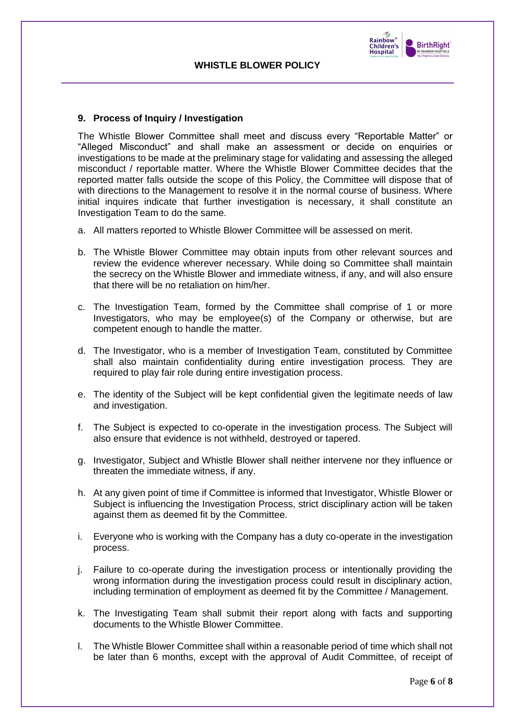## 9. Process of Inquiry / Investigation

The Whistle Blower Committee shall meet and discuss every "Reportable Matter" or "Alleged Misconduct" and shall make an assessment or decide on enquiries or investigations to be made at the preliminary stage for validating and assessing the alleged misconduct / reportable matter. Where the Whistle Blower Committee decides that the reported matter falls outside the scope of this Policy, the Committee will dispose that of with directions to the Management to resolve it in the normal course of business. Where initial inquires indicate that further investigation is necessary, it shall constitute an Investigation Team to do the same.

a. All matters reported to Whistle Blower Committee will be assessed on merit.

b. The Whistle Blower Committee may obtain inputs from other relevant sources and review the evidence wherever necessary. While doing so Committee shall maintain the secrecy on the Whistle Blower and immediate witness, if any, and will also ensure that there will be no retaliation on him/her.

c. The Investigation Team, formed by the Committee shall comprise of 1 or more Investigators, who may be employee(s) of the Company or otherwise, but are competent enough to handle the matter.

d. The Investigator, who is a member of Investigation Team, constituted by Committee shall also maintain confidentiality during entire investigation process. They are required to play fair role during entire investigation process.

e. The identity of the Subject will be kept confidential given the legitimate needs of law and investigation.

f. The Subject is expected to co-operate in the investigation process. The Subject will also ensure that evidence is not withheld, destroyed or tapered.

g. Investigator, Subject and Whistle Blower shall neither intervene nor they influence or threaten the immediate witness, if any.

h. At any given point of time if Committee is informed that Investigator, Whistle Blower or Subject is influencing the Investigation Process, strict disciplinary action will be taken against them as deemed fit by the Committee.

i. Everyone who is working with the Company has a duty co-operate in the investigation process.

j. Failure to co-operate during the investigation process or intentionally providing the wrong information during the investigation process could result in disciplinary action, including termination of employment as deemed fit by the Committee / Management.

k. The Investigating Team shall submit their report along with facts and supporting documents to the Whistle Blower Committee.

l. The Whistle Blower Committee shall within a reasonable period of time which shall not be later than 6 months, except with the approval of Audit Committee, of receipt of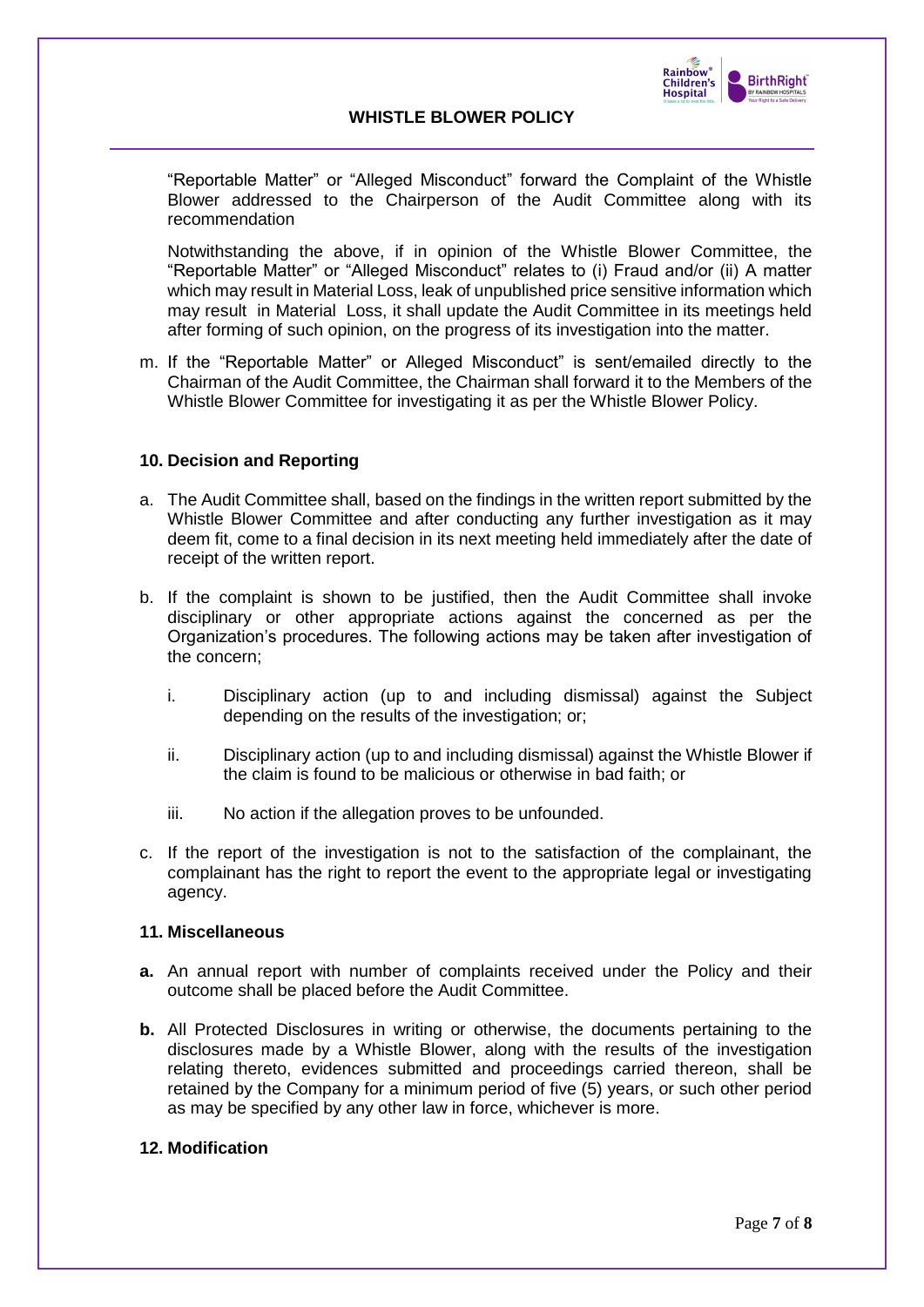"Reportable Matter" or "Alleged Misconduct" forward the Complaint of the Whistle Blower addressed to the Chairperson of the Audit Committee along with its recommendation

Notwithstanding the above, if in opinion of the Whistle Blower Committee, the "Reportable Matter" or "Alleged Misconduct" relates to (i) Fraud and/or (ii) A matter which may result in Material Loss, leak of unpublished price sensitive information which may result in Material Loss, it shall update the Audit Committee in its meetings held after forming of such opinion, on the progress of its investigation into the matter.

m. If the "Reportable Matter" or Alleged Misconduct" is sent/emailed directly to the Chairman of the Audit Committee, the Chairman shall forward it to the Members of the Whistle Blower Committee for investigating it as per the Whistle Blower Policy.

### 10. Decision and Reporting

a. The Audit Committee shall, based on the findings in the written report submitted by the Whistle Blower Committee and after conducting any further investigation as it may deem fit, come to a final decision in its next meeting held immediately after the date of receipt of the written report.

b. If the complaint is shown to be justified, then the Audit Committee shall invoke disciplinary or other appropriate actions against the concerned as per the Organization's procedures. The following actions may be taken after investigation of the concern;

   i. Disciplinary action (up to and including dismissal) against the Subject depending on the results of the investigation; or;

   ii. Disciplinary action (up to and including dismissal) against the Whistle Blower if the claim is found to be malicious or otherwise in bad faith; or

   iii. No action if the allegation proves to be unfounded.

c. If the report of the investigation is not to the satisfaction of the complainant, the complainant has the right to report the event to the appropriate legal or investigating agency.

### 11. Miscellaneous

**a.** An annual report with number of complaints received under the Policy and their outcome shall be placed before the Audit Committee.

**b.** All Protected Disclosures in writing or otherwise, the documents pertaining to the disclosures made by a Whistle Blower, along with the results of the investigation relating thereto, evidences submitted and proceedings carried thereon, shall be retained by the Company for a minimum period of five (5) years, or such other period as may be specified by any other law in force, whichever is more.

### 12. Modification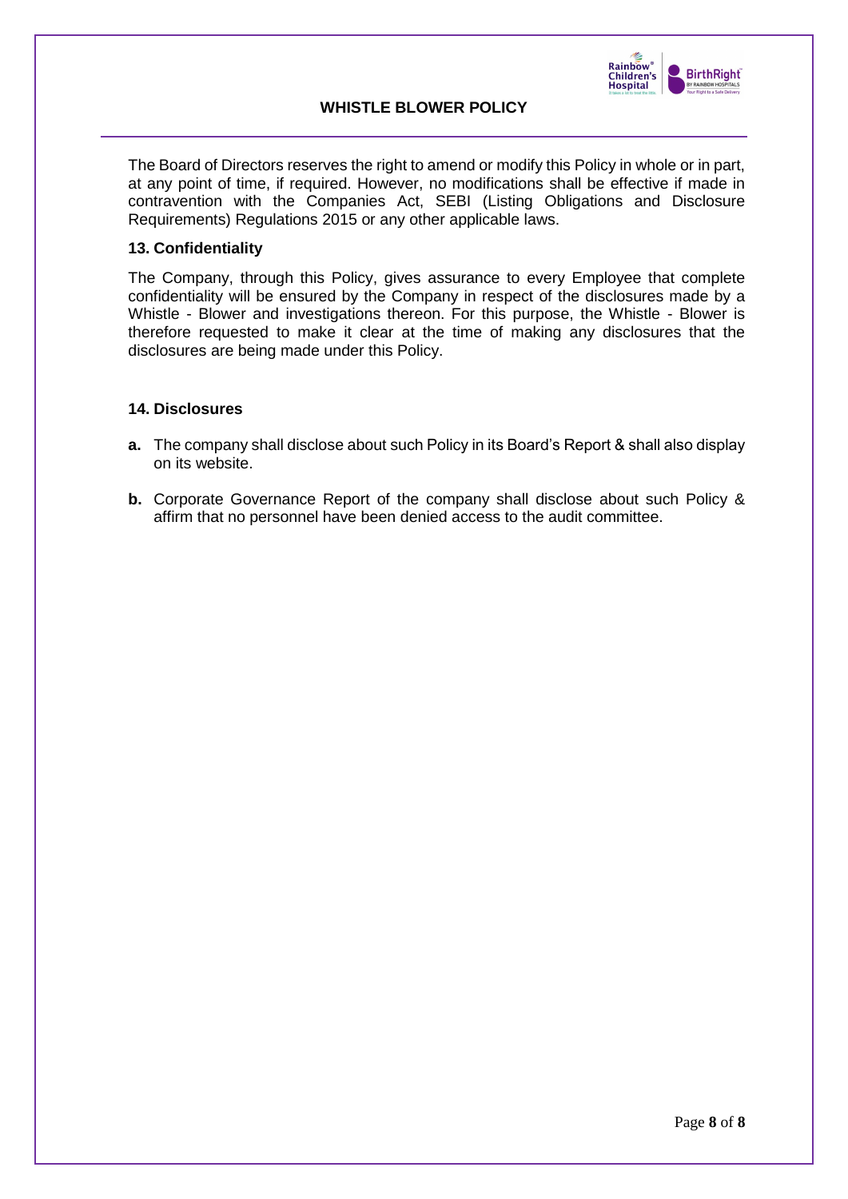The Board of Directors reserves the right to amend or modify this Policy in whole or in part, at any point of time, if required. However, no modifications shall be effective if made in contravention with the Companies Act, SEBI (Listing Obligations and Disclosure Requirements) Regulations 2015 or any other applicable laws.

### 13. Confidentiality

The Company, through this Policy, gives assurance to every Employee that complete confidentiality will be ensured by the Company in respect of the disclosures made by a Whistle - Blower and investigations thereon. For this purpose, the Whistle - Blower is therefore requested to make it clear at the time of making any disclosures that the disclosures are being made under this Policy.

### 14. Disclosures

**a.** The company shall disclose about such Policy in its Board's Report & shall also display on its website.

**b.** Corporate Governance Report of the company shall disclose about such Policy & affirm that no personnel have been denied access to the audit committee.